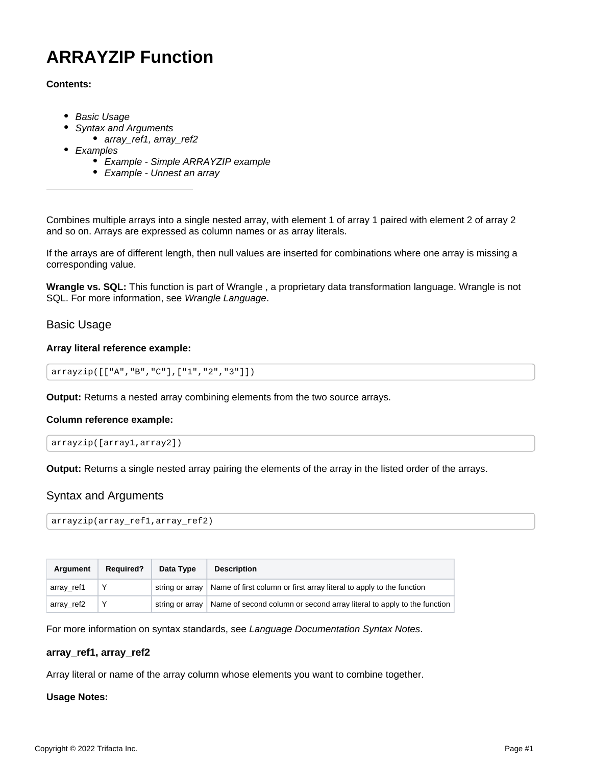# ARRAYZIP Function

**Contents:**

- *Basic Usage*
- *Syntax and Arguments*
  - *array_ref1, array_ref2*
- *Examples*
  - *Example - Simple ARRAYZIP example*
  - *Example - Unnest an array*

---

Combines multiple arrays into a single nested array, with element 1 of array 1 paired with element 2 of array 2 and so on. Arrays are expressed as column names or as array literals.

If the arrays are of different length, then null values are inserted for combinations where one array is missing a corresponding value.

**Wrangle vs. SQL:** This function is part of Wrangle , a proprietary data transformation language. Wrangle is not SQL. For more information, see *Wrangle Language*.

## Basic Usage

**Array literal reference example:**

```
arrayzip([["A","B","C"],["1","2","3"]])
```

**Output:** Returns a nested array combining elements from the two source arrays.

**Column reference example:**

```
arrayzip([array1,array2])
```

**Output:** Returns a single nested array pairing the elements of the array in the listed order of the arrays.

## Syntax and Arguments

```
arrayzip(array_ref1,array_ref2)
```

| Argument | Required? | Data Type | Description |
| --- | --- | --- | --- |
| array_ref1 | Y | string or array | Name of first column or first array literal to apply to the function |
| array_ref2 | Y | string or array | Name of second column or second array literal to apply to the function |

For more information on syntax standards, see *Language Documentation Syntax Notes*.

### array_ref1, array_ref2

Array literal or name of the array column whose elements you want to combine together.

**Usage Notes:**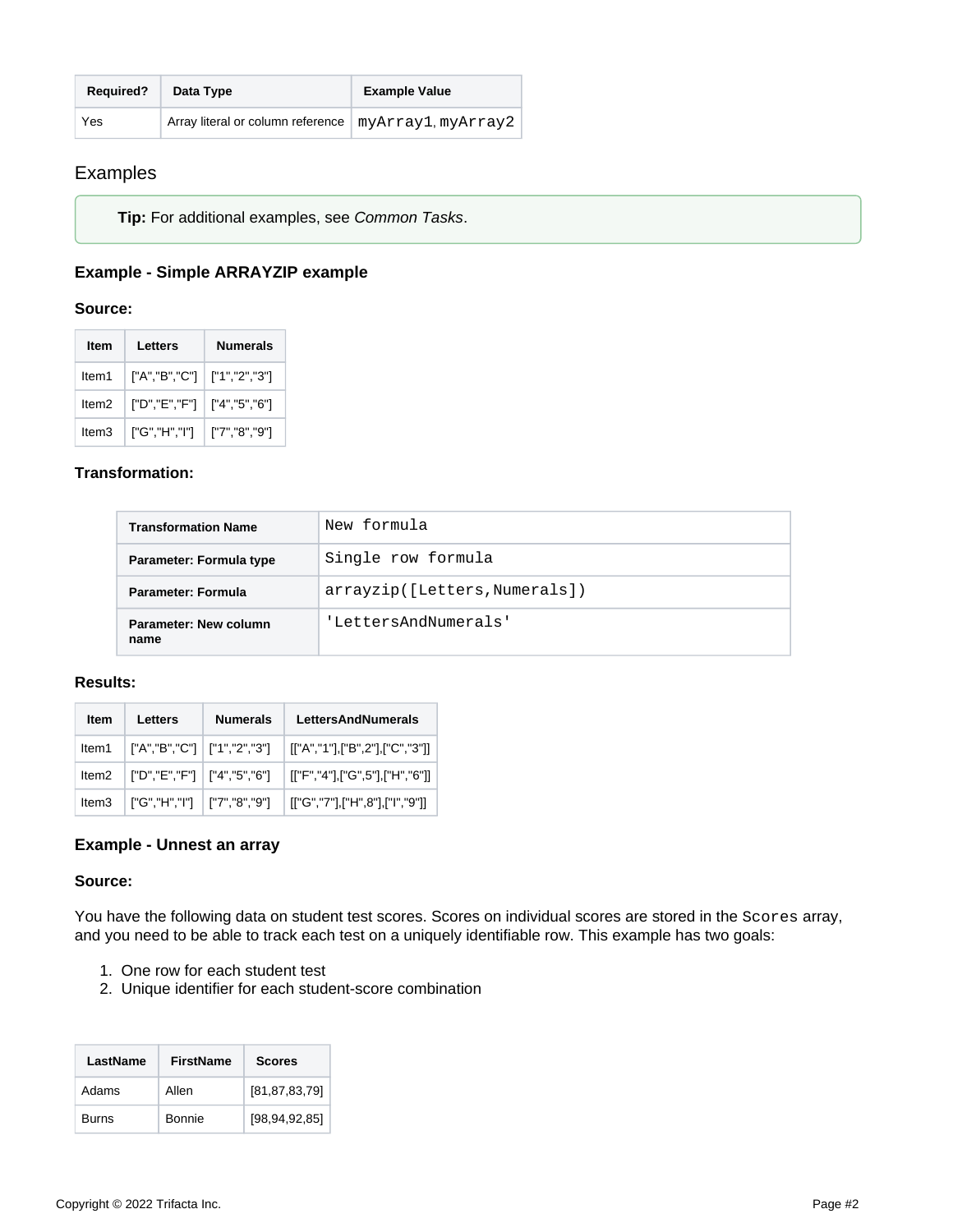| Required? | Data Type | Example Value |
| --- | --- | --- |
| Yes | Array literal or column reference | `myArray1`, `myArray2` |

## Examples

**Tip:** For additional examples, see *Common Tasks*.

### Example - Simple ARRAYZIP example

**Source:**

| Item | Letters | Numerals |
| --- | --- | --- |
| Item1 | ["A","B","C"] | ["1","2","3"] |
| Item2 | ["D","E","F"] | ["4","5","6"] |
| Item3 | ["G","H","I"] | ["7","8","9"] |

**Transformation:**

| Transformation Name | `New formula` |
| --- | --- |
| Parameter: Formula type | `Single row formula` |
| Parameter: Formula | `arrayzip([Letters,Numerals])` |
| Parameter: New column name | `'LettersAndNumerals'` |

**Results:**

| Item | Letters | Numerals | LettersAndNumerals |
| --- | --- | --- | --- |
| Item1 | ["A","B","C"] | ["1","2","3"] | [["A","1"],["B",2"],["C","3"]] |
| Item2 | ["D","E","F"] | ["4","5","6"] | [["F","4"],["G",5"],["H","6"]] |
| Item3 | ["G","H","I"] | ["7","8","9"] | [["G","7"],["H",8"],["I","9"]] |

### Example - Unnest an array

**Source:**

You have the following data on student test scores. Scores on individual scores are stored in the `Scores` array, and you need to be able to track each test on a uniquely identifiable row. This example has two goals:

1. One row for each student test
2. Unique identifier for each student-score combination

| LastName | FirstName | Scores |
| --- | --- | --- |
| Adams | Allen | [81,87,83,79] |
| Burns | Bonnie | [98,94,92,85] |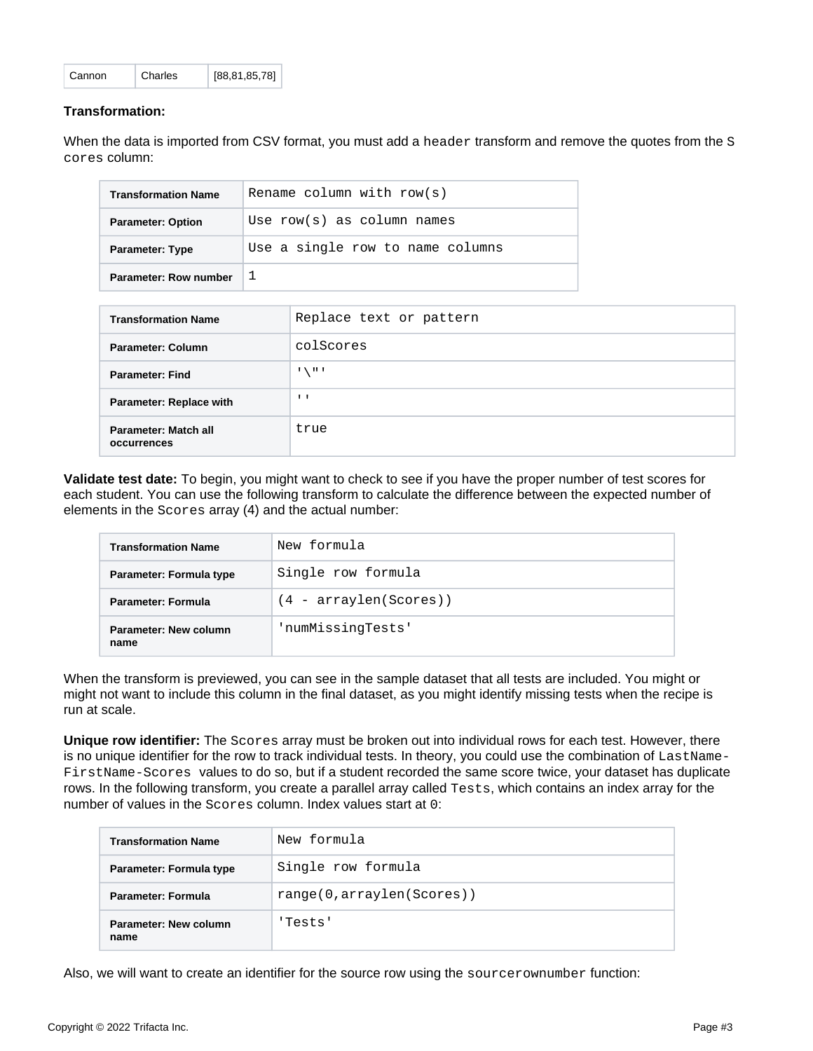| Cannon | Charles | [88,81,85,78] |
|---|---|---|

**Transformation:**

When the data is imported from CSV format, you must add a `header` transform and remove the quotes from the `Scores` column:

| Transformation Name | `Rename column with row(s)` |
|---|---|
| Parameter: Option | `Use row(s) as column names` |
| Parameter: Type | `Use a single row to name columns` |
| Parameter: Row number | `1` |

| Transformation Name | `Replace text or pattern` |
|---|---|
| Parameter: Column | `colScores` |
| Parameter: Find | `'\"'` |
| Parameter: Replace with | `''` |
| Parameter: Match all occurrences | `true` |

**Validate test date:** To begin, you might want to check to see if you have the proper number of test scores for each student. You can use the following transform to calculate the difference between the expected number of elements in the `Scores` array (4) and the actual number:

| Transformation Name | `New formula` |
|---|---|
| Parameter: Formula type | `Single row formula` |
| Parameter: Formula | `(4 - arraylen(Scores))` |
| Parameter: New column name | `'numMissingTests'` |

When the transform is previewed, you can see in the sample dataset that all tests are included. You might or might not want to include this column in the final dataset, as you might identify missing tests when the recipe is run at scale.

**Unique row identifier:** The `Scores` array must be broken out into individual rows for each test. However, there is no unique identifier for the row to track individual tests. In theory, you could use the combination of `LastName-FirstName-Scores` values to do so, but if a student recorded the same score twice, your dataset has duplicate rows. In the following transform, you create a parallel array called `Tests`, which contains an index array for the number of values in the `Scores` column. Index values start at `0`:

| Transformation Name | `New formula` |
|---|---|
| Parameter: Formula type | `Single row formula` |
| Parameter: Formula | `range(0,arraylen(Scores))` |
| Parameter: New column name | `'Tests'` |

Also, we will want to create an identifier for the source row using the `sourcerownumber` function: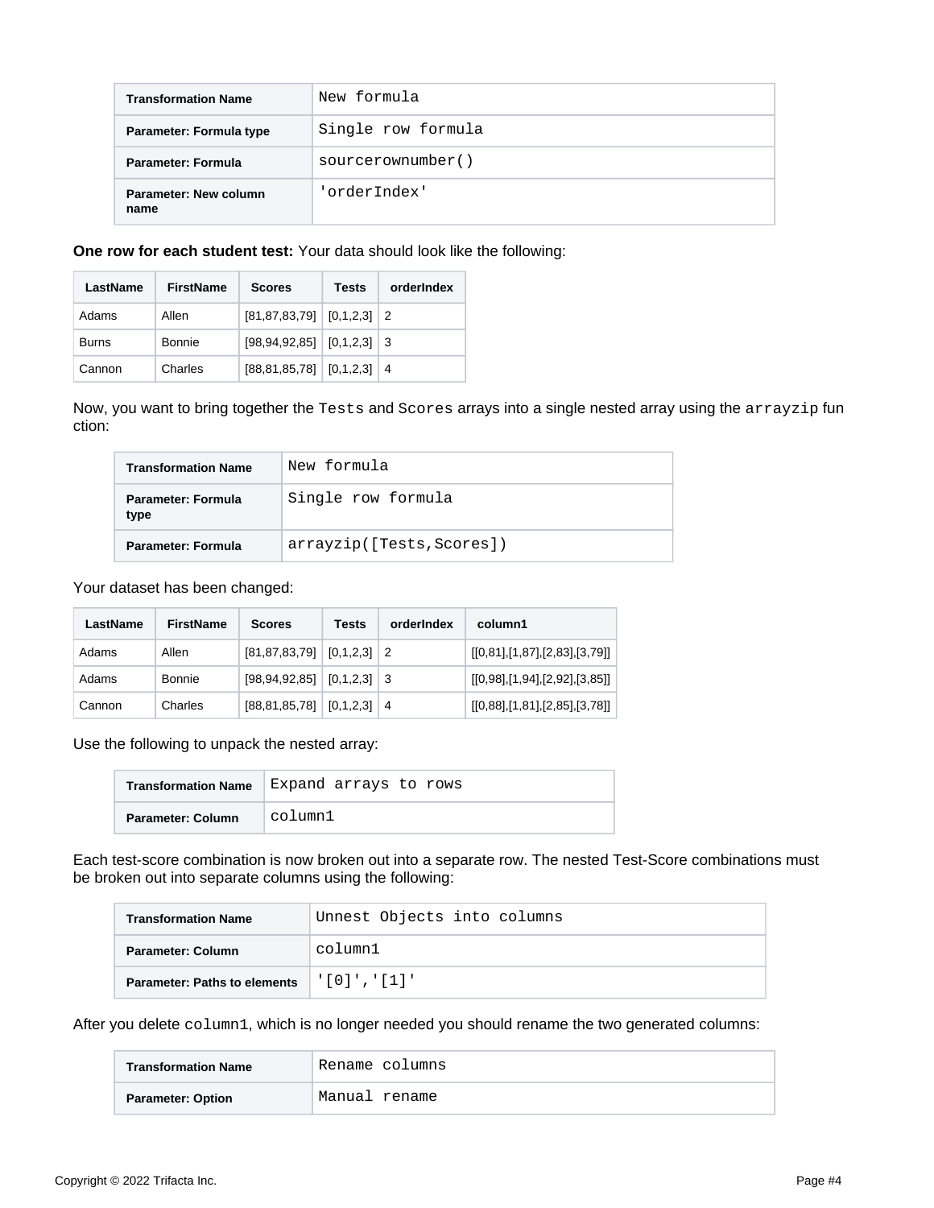| Transformation Name | New formula |
| --- | --- |
| Parameter: Formula type | Single row formula |
| Parameter: Formula | sourcerownumber() |
| Parameter: New column name | 'orderIndex' |

**One row for each student test:** Your data should look like the following:

| LastName | FirstName | Scores | Tests | orderIndex |
| --- | --- | --- | --- | --- |
| Adams | Allen | [81,87,83,79] | [0,1,2,3] | 2 |
| Burns | Bonnie | [98,94,92,85] | [0,1,2,3] | 3 |
| Cannon | Charles | [88,81,85,78] | [0,1,2,3] | 4 |

Now, you want to bring together the `Tests` and `Scores` arrays into a single nested array using the `arrayzip` function:

| Transformation Name | New formula |
| --- | --- |
| Parameter: Formula type | Single row formula |
| Parameter: Formula | arrayzip([Tests,Scores]) |

Your dataset has been changed:

| LastName | FirstName | Scores | Tests | orderIndex | column1 |
| --- | --- | --- | --- | --- | --- |
| Adams | Allen | [81,87,83,79] | [0,1,2,3] | 2 | [[0,81],[1,87],[2,83],[3,79]] |
| Adams | Bonnie | [98,94,92,85] | [0,1,2,3] | 3 | [[0,98],[1,94],[2,92],[3,85]] |
| Cannon | Charles | [88,81,85,78] | [0,1,2,3] | 4 | [[0,88],[1,81],[2,85],[3,78]] |

Use the following to unpack the nested array:

| Transformation Name | Expand arrays to rows |
| --- | --- |
| Parameter: Column | column1 |

Each test-score combination is now broken out into a separate row. The nested Test-Score combinations must be broken out into separate columns using the following:

| Transformation Name | Unnest Objects into columns |
| --- | --- |
| Parameter: Column | column1 |
| Parameter: Paths to elements | '[0]','[1]' |

After you delete `column1`, which is no longer needed you should rename the two generated columns:

| Transformation Name | Rename columns |
| --- | --- |
| Parameter: Option | Manual rename |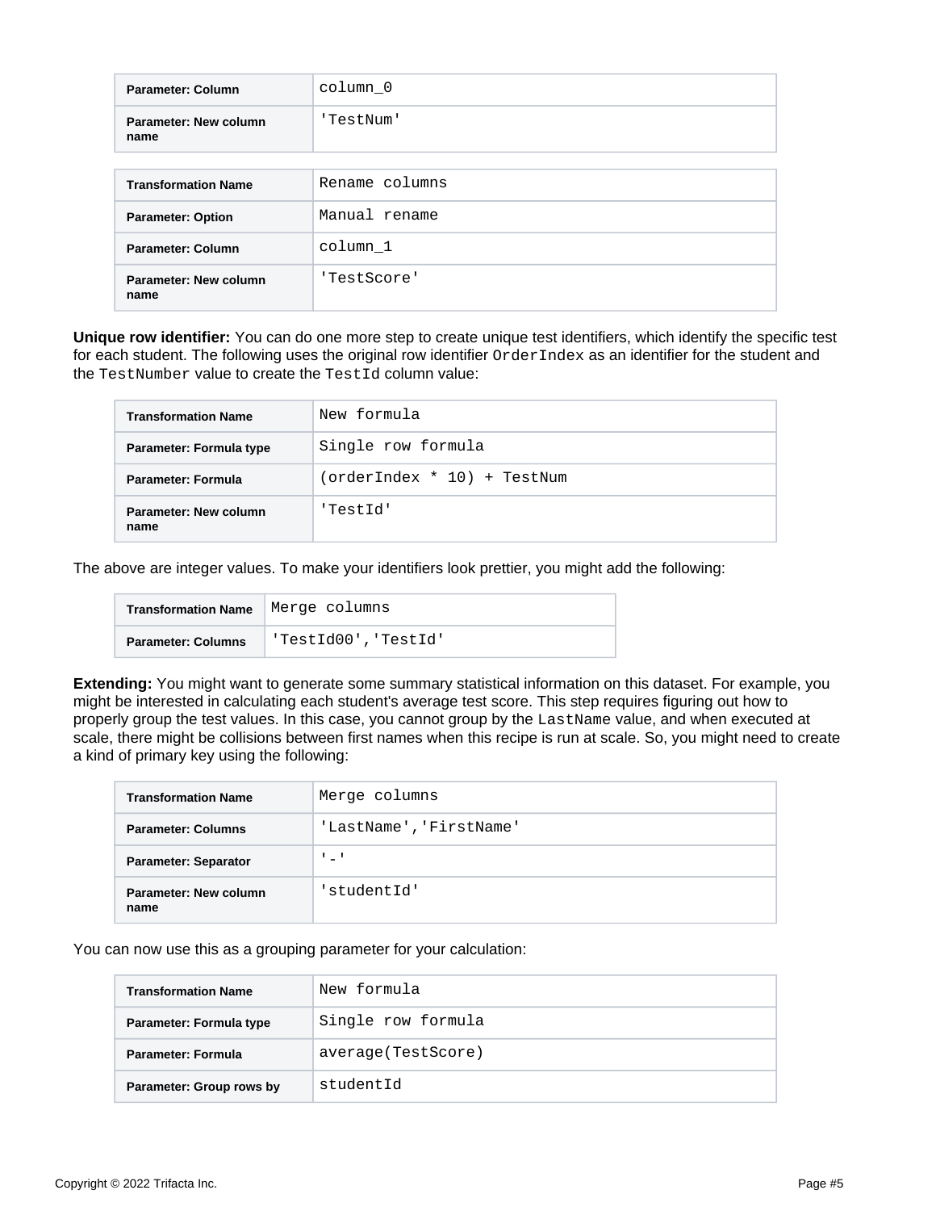| Parameter: Column | column_0 |
| --- | --- |
| Parameter: New column name | 'TestNum' |

| Transformation Name | Rename columns |
| --- | --- |
| Parameter: Option | Manual rename |
| Parameter: Column | column_1 |
| Parameter: New column name | 'TestScore' |

**Unique row identifier:** You can do one more step to create unique test identifiers, which identify the specific test for each student. The following uses the original row identifier `OrderIndex` as an identifier for the student and the `TestNumber` value to create the `TestId` column value:

| Transformation Name | New formula |
| --- | --- |
| Parameter: Formula type | Single row formula |
| Parameter: Formula | (orderIndex * 10) + TestNum |
| Parameter: New column name | 'TestId' |

The above are integer values. To make your identifiers look prettier, you might add the following:

| Transformation Name | Merge columns |
| --- | --- |
| Parameter: Columns | 'TestId00','TestId' |

**Extending:** You might want to generate some summary statistical information on this dataset. For example, you might be interested in calculating each student's average test score. This step requires figuring out how to properly group the test values. In this case, you cannot group by the `LastName` value, and when executed at scale, there might be collisions between first names when this recipe is run at scale. So, you might need to create a kind of primary key using the following:

| Transformation Name | Merge columns |
| --- | --- |
| Parameter: Columns | 'LastName','FirstName' |
| Parameter: Separator | '-' |
| Parameter: New column name | 'studentId' |

You can now use this as a grouping parameter for your calculation:

| Transformation Name | New formula |
| --- | --- |
| Parameter: Formula type | Single row formula |
| Parameter: Formula | average(TestScore) |
| Parameter: Group rows by | studentId |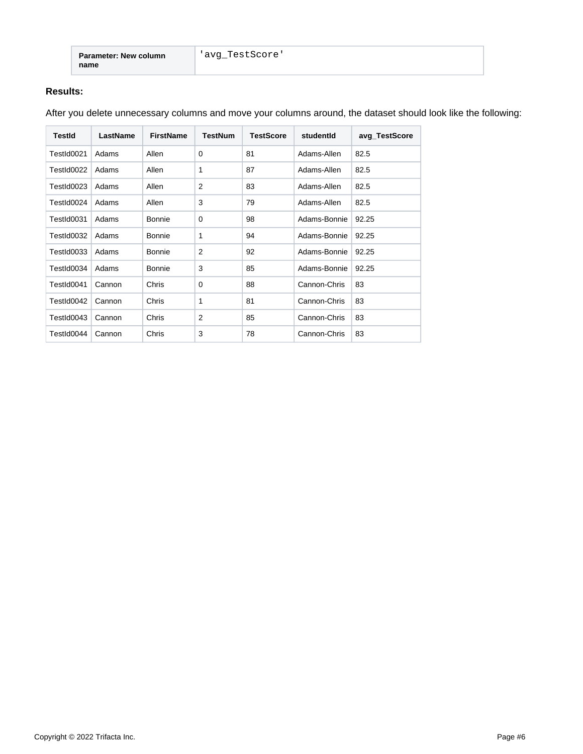| | |
|---|---|
| **Parameter: New column name** | 'avg_TestScore' |

**Results:**

After you delete unnecessary columns and move your columns around, the dataset should look like the following:

| TestId | LastName | FirstName | TestNum | TestScore | studentId | avg_TestScore |
|---|---|---|---|---|---|---|
| TestId0021 | Adams | Allen | 0 | 81 | Adams-Allen | 82.5 |
| TestId0022 | Adams | Allen | 1 | 87 | Adams-Allen | 82.5 |
| TestId0023 | Adams | Allen | 2 | 83 | Adams-Allen | 82.5 |
| TestId0024 | Adams | Allen | 3 | 79 | Adams-Allen | 82.5 |
| TestId0031 | Adams | Bonnie | 0 | 98 | Adams-Bonnie | 92.25 |
| TestId0032 | Adams | Bonnie | 1 | 94 | Adams-Bonnie | 92.25 |
| TestId0033 | Adams | Bonnie | 2 | 92 | Adams-Bonnie | 92.25 |
| TestId0034 | Adams | Bonnie | 3 | 85 | Adams-Bonnie | 92.25 |
| TestId0041 | Cannon | Chris | 0 | 88 | Cannon-Chris | 83 |
| TestId0042 | Cannon | Chris | 1 | 81 | Cannon-Chris | 83 |
| TestId0043 | Cannon | Chris | 2 | 85 | Cannon-Chris | 83 |
| TestId0044 | Cannon | Chris | 3 | 78 | Cannon-Chris | 83 |

Copyright © 2022 Trifacta Inc.